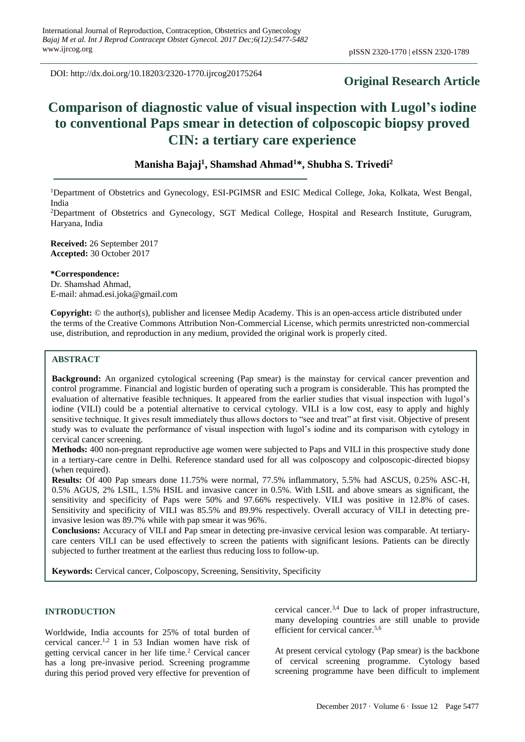DOI: http://dx.doi.org/10.18203/2320-1770.ijrcog20175264

**Original Research Article**

# Comparison of diagnostic value of visual inspection with Lugol's iodine to conventional Paps smear in detection of colposcopic biopsy proved CIN: a tertiary care experience

**Manisha Bajaj[1], Shamshad Ahmad[1]*, Shubha S. Trivedi[2]**

[1]Department of Obstetrics and Gynecology, ESI-PGIMSR and ESIC Medical College, Joka, Kolkata, West Bengal, India

[2]Department of Obstetrics and Gynecology, SGT Medical College, Hospital and Research Institute, Gurugram, Haryana, India

**Received:** 26 September 2017
**Accepted:** 30 October 2017

**\*Correspondence:**
Dr. Shamshad Ahmad,
E-mail: ahmad.esi.joka@gmail.com

**Copyright:** © the author(s), publisher and licensee Medip Academy. This is an open-access article distributed under the terms of the Creative Commons Attribution Non-Commercial License, which permits unrestricted non-commercial use, distribution, and reproduction in any medium, provided the original work is properly cited.

## ABSTRACT

**Background:** An organized cytological screening (Pap smear) is the mainstay for cervical cancer prevention and control programme. Financial and logistic burden of operating such a program is considerable. This has prompted the evaluation of alternative feasible techniques. It appeared from the earlier studies that visual inspection with lugol's iodine (VILI) could be a potential alternative to cervical cytology. VILI is a low cost, easy to apply and highly sensitive technique. It gives result immediately thus allows doctors to "see and treat" at first visit. Objective of present study was to evaluate the performance of visual inspection with lugol's iodine and its comparison with cytology in cervical cancer screening.

**Methods:** 400 non-pregnant reproductive age women were subjected to Paps and VILI in this prospective study done in a tertiary-care centre in Delhi. Reference standard used for all was colposcopy and colposcopic-directed biopsy (when required).

**Results:** Of 400 Pap smears done 11.75% were normal, 77.5% inflammatory, 5.5% had ASCUS, 0.25% ASC-H, 0.5% AGUS, 2% LSIL, 1.5% HSIL and invasive cancer in 0.5%. With LSIL and above smears as significant, the sensitivity and specificity of Paps were 50% and 97.66% respectively. VILI was positive in 12.8% of cases. Sensitivity and specificity of VILI was 85.5% and 89.9% respectively. Overall accuracy of VILI in detecting pre-invasive lesion was 89.7% while with pap smear it was 96%.

**Conclusions:** Accuracy of VILI and Pap smear in detecting pre-invasive cervical lesion was comparable. At tertiary-care centers VILI can be used effectively to screen the patients with significant lesions. Patients can be directly subjected to further treatment at the earliest thus reducing loss to follow-up.

**Keywords:** Cervical cancer, Colposcopy, Screening, Sensitivity, Specificity

## INTRODUCTION

Worldwide, India accounts for 25% of total burden of cervical cancer.[1,2] 1 in 53 Indian women have risk of getting cervical cancer in her life time.[2] Cervical cancer has a long pre-invasive period. Screening programme during this period proved very effective for prevention of cervical cancer.[3,4] Due to lack of proper infrastructure, many developing countries are still unable to provide efficient for cervical cancer.[5,6]

At present cervical cytology (Pap smear) is the backbone of cervical screening programme. Cytology based screening programme have been difficult to implement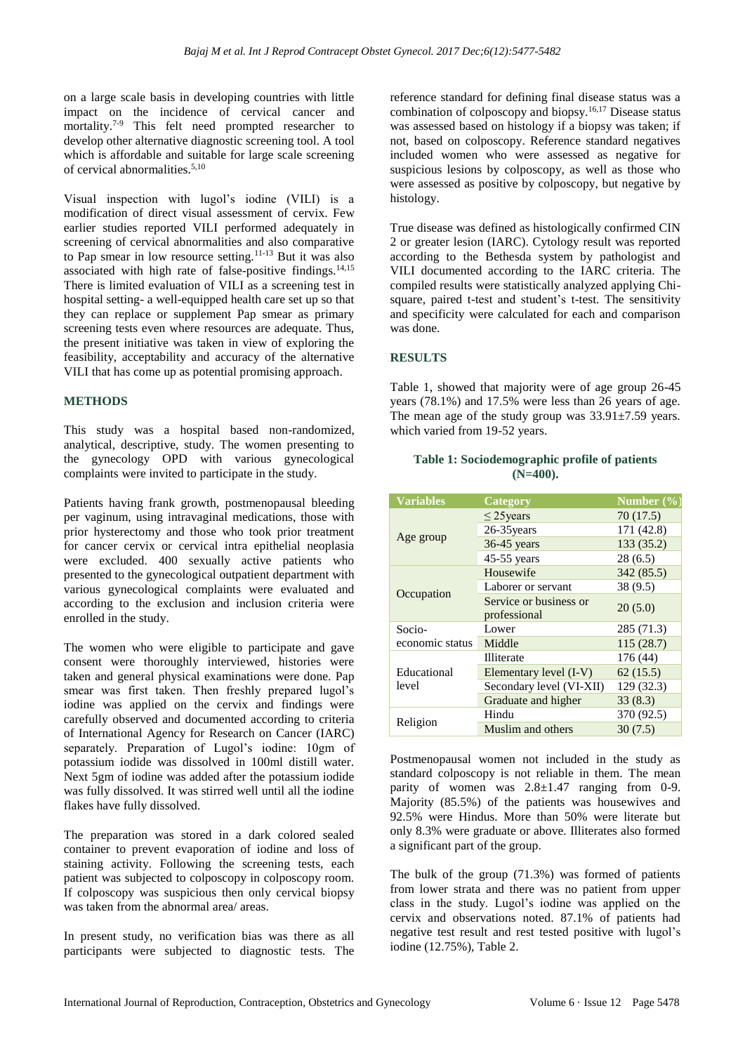on a large scale basis in developing countries with little impact on the incidence of cervical cancer and mortality.[7-9] This felt need prompted researcher to develop other alternative diagnostic screening tool. A tool which is affordable and suitable for large scale screening of cervical abnormalities.[5,10]

Visual inspection with lugol's iodine (VILI) is a modification of direct visual assessment of cervix. Few earlier studies reported VILI performed adequately in screening of cervical abnormalities and also comparative to Pap smear in low resource setting.[11-13] But it was also associated with high rate of false-positive findings.[14,15] There is limited evaluation of VILI as a screening test in hospital setting- a well-equipped health care set up so that they can replace or supplement Pap smear as primary screening tests even where resources are adequate. Thus, the present initiative was taken in view of exploring the feasibility, acceptability and accuracy of the alternative VILI that has come up as potential promising approach.

## METHODS

This study was a hospital based non-randomized, analytical, descriptive, study. The women presenting to the gynecology OPD with various gynecological complaints were invited to participate in the study.

Patients having frank growth, postmenopausal bleeding per vaginum, using intravaginal medications, those with prior hysterectomy and those who took prior treatment for cancer cervix or cervical intra epithelial neoplasia were excluded. 400 sexually active patients who presented to the gynecological outpatient department with various gynecological complaints were evaluated and according to the exclusion and inclusion criteria were enrolled in the study.

The women who were eligible to participate and gave consent were thoroughly interviewed, histories were taken and general physical examinations were done. Pap smear was first taken. Then freshly prepared lugol's iodine was applied on the cervix and findings were carefully observed and documented according to criteria of International Agency for Research on Cancer (IARC) separately. Preparation of Lugol's iodine: 10gm of potassium iodide was dissolved in 100ml distill water. Next 5gm of iodine was added after the potassium iodide was fully dissolved. It was stirred well until all the iodine flakes have fully dissolved.

The preparation was stored in a dark colored sealed container to prevent evaporation of iodine and loss of staining activity. Following the screening tests, each patient was subjected to colposcopy in colposcopy room. If colposcopy was suspicious then only cervical biopsy was taken from the abnormal area/ areas.

In present study, no verification bias was there as all participants were subjected to diagnostic tests. The reference standard for defining final disease status was a combination of colposcopy and biopsy.[16,17] Disease status was assessed based on histology if a biopsy was taken; if not, based on colposcopy. Reference standard negatives included women who were assessed as negative for suspicious lesions by colposcopy, as well as those who were assessed as positive by colposcopy, but negative by histology.

True disease was defined as histologically confirmed CIN 2 or greater lesion (IARC). Cytology result was reported according to the Bethesda system by pathologist and VILI documented according to the IARC criteria. The compiled results were statistically analyzed applying Chi-square, paired t-test and student's t-test. The sensitivity and specificity were calculated for each and comparison was done.

## RESULTS

Table 1, showed that majority were of age group 26-45 years (78.1%) and 17.5% were less than 26 years of age. The mean age of the study group was 33.91±7.59 years. which varied from 19-52 years.

**Table 1: Sociodemographic profile of patients (N=400).**

| Variables | Category | Number (%) |
|---|---|---|
| Age group | ≤ 25years | 70 (17.5) |
| | 26-35years | 171 (42.8) |
| | 36-45 years | 133 (35.2) |
| | 45-55 years | 28 (6.5) |
| Occupation | Housewife | 342 (85.5) |
| | Laborer or servant | 38 (9.5) |
| | Service or business or professional | 20 (5.0) |
| Socio-economic status | Lower | 285 (71.3) |
| | Middle | 115 (28.7) |
| Educational level | Illiterate | 176 (44) |
| | Elementary level (I-V) | 62 (15.5) |
| | Secondary level (VI-XII) | 129 (32.3) |
| | Graduate and higher | 33 (8.3) |
| Religion | Hindu | 370 (92.5) |
| | Muslim and others | 30 (7.5) |

Postmenopausal women not included in the study as standard colposcopy is not reliable in them. The mean parity of women was 2.8±1.47 ranging from 0-9. Majority (85.5%) of the patients was housewives and 92.5% were Hindus. More than 50% were literate but only 8.3% were graduate or above. Illiterates also formed a significant part of the group.

The bulk of the group (71.3%) was formed of patients from lower strata and there was no patient from upper class in the study. Lugol's iodine was applied on the cervix and observations noted. 87.1% of patients had negative test result and rest tested positive with lugol's iodine (12.75%), Table 2.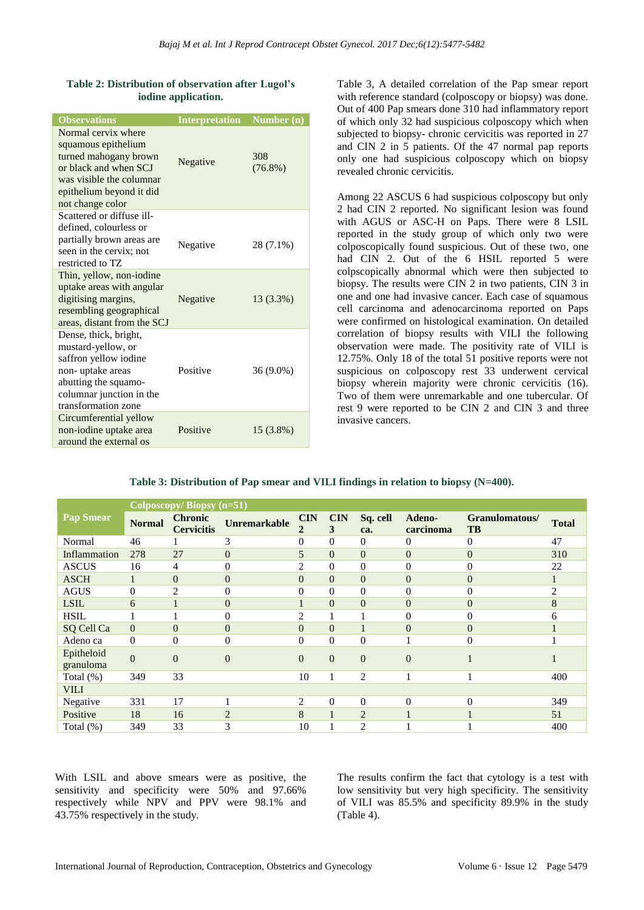**Table 2: Distribution of observation after Lugol's iodine application.**

| Observations | Interpretation | Number (n) |
|---|---|---|
| Normal cervix where squamous epithelium turned mahogany brown or black and when SCJ was visible the columnar epithelium beyond it did not change color | Negative | 308 (76.8%) |
| Scattered or diffuse ill-defined, colourless or partially brown areas are seen in the cervix; not restricted to TZ | Negative | 28 (7.1%) |
| Thin, yellow, non-iodine uptake areas with angular digitising margins, resembling geographical areas, distant from the SCJ | Negative | 13 (3.3%) |
| Dense, thick, bright, mustard-yellow, or saffron yellow iodine non- uptake areas abutting the squamo-columnar junction in the transformation zone | Positive | 36 (9.0%) |
| Circumferential yellow non-iodine uptake area around the external os | Positive | 15 (3.8%) |

Table 3, A detailed correlation of the Pap smear report with reference standard (colposcopy or biopsy) was done. Out of 400 Pap smears done 310 had inflammatory report of which only 32 had suspicious colposcopy which when subjected to biopsy- chronic cervicitis was reported in 27 and CIN 2 in 5 patients. Of the 47 normal pap reports only one had suspicious colposcopy which on biopsy revealed chronic cervicitis.

Among 22 ASCUS 6 had suspicious colposcopy but only 2 had CIN 2 reported. No significant lesion was found with AGUS or ASC-H on Paps. There were 8 LSIL reported in the study group of which only two were colposcopically found suspicious. Out of these two, one had CIN 2. Out of the 6 HSIL reported 5 were colpscopically abnormal which were then subjected to biopsy. The results were CIN 2 in two patients, CIN 3 in one and one had invasive cancer. Each case of squamous cell carcinoma and adenocarcinoma reported on Paps were confirmed on histological examination. On detailed correlation of biopsy results with VILI the following observation were made. The positivity rate of VILI is 12.75%. Only 18 of the total 51 positive reports were not suspicious on colposcopy rest 33 underwent cervical biopsy wherein majority were chronic cervicitis (16). Two of them were unremarkable and one tubercular. Of rest 9 were reported to be CIN 2 and CIN 3 and three invasive cancers.

**Table 3: Distribution of Pap smear and VILI findings in relation to biopsy (N=400).**

| Pap Smear | Colposcopy/ Biopsy (n=51) | | | | | | | | |
|---|---|---|---|---|---|---|---|---|---|
| | Normal | Chronic Cervicitis | Unremarkable | CIN 2 | CIN 3 | Sq. cell ca. | Adeno-carcinoma | Granulomatous/ TB | Total |
| Normal | 46 | 1 | 3 | 0 | 0 | 0 | 0 | 0 | 47 |
| Inflammation | 278 | 27 | 0 | 5 | 0 | 0 | 0 | 0 | 310 |
| ASCUS | 16 | 4 | 0 | 2 | 0 | 0 | 0 | 0 | 22 |
| ASCH | 1 | 0 | 0 | 0 | 0 | 0 | 0 | 0 | 1 |
| AGUS | 0 | 2 | 0 | 0 | 0 | 0 | 0 | 0 | 2 |
| LSIL | 6 | 1 | 0 | 1 | 0 | 0 | 0 | 0 | 8 |
| HSIL | 1 | 1 | 0 | 2 | 1 | 1 | 0 | 0 | 6 |
| SQ Cell Ca | 0 | 0 | 0 | 0 | 0 | 1 | 0 | 0 | 1 |
| Adeno ca | 0 | 0 | 0 | 0 | 0 | 0 | 1 | 0 | 1 |
| Epitheloid granuloma | 0 | 0 | 0 | 0 | 0 | 0 | 0 | 1 | 1 |
| Total (%) | 349 | 33 | | 10 | 1 | 2 | 1 | 1 | 400 |
| VILI | | | | | | | | | |
| Negative | 331 | 17 | 1 | 2 | 0 | 0 | 0 | 0 | 349 |
| Positive | 18 | 16 | 2 | 8 | 1 | 2 | 1 | 1 | 51 |
| Total (%) | 349 | 33 | 3 | 10 | 1 | 2 | 1 | 1 | 400 |

With LSIL and above smears were as positive, the sensitivity and specificity were 50% and 97.66% respectively while NPV and PPV were 98.1% and 43.75% respectively in the study.

The results confirm the fact that cytology is a test with low sensitivity but very high specificity. The sensitivity of VILI was 85.5% and specificity 89.9% in the study (Table 4).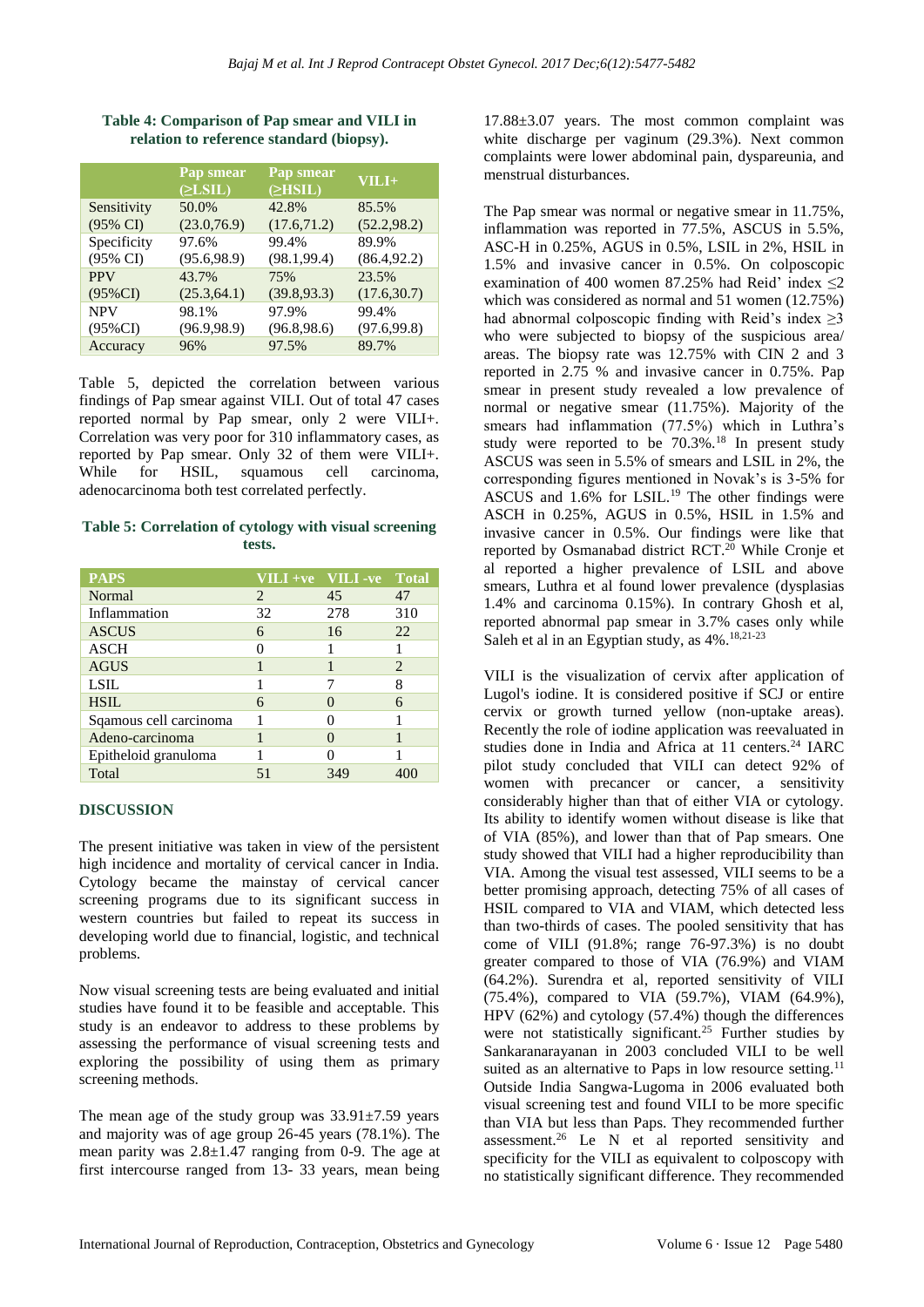**Table 4: Comparison of Pap smear and VILI in relation to reference standard (biopsy).**

| | Pap smear (≥LSIL) | Pap smear (≥HSIL) | VILI+ |
|---|---|---|---|
| Sensitivity (95% CI) | 50.0% (23.0,76.9) | 42.8% (17.6,71.2) | 85.5% (52.2,98.2) |
| Specificity (95% CI) | 97.6% (95.6,98.9) | 99.4% (98.1,99.4) | 89.9% (86.4,92.2) |
| PPV (95%CI) | 43.7% (25.3,64.1) | 75% (39.8,93.3) | 23.5% (17.6,30.7) |
| NPV (95%CI) | 98.1% (96.9,98.9) | 97.9% (96.8,98.6) | 99.4% (97.6,99.8) |
| Accuracy | 96% | 97.5% | 89.7% |

Table 5, depicted the correlation between various findings of Pap smear against VILI. Out of total 47 cases reported normal by Pap smear, only 2 were VILI+. Correlation was very poor for 310 inflammatory cases, as reported by Pap smear. Only 32 of them were VILI+. While for HSIL, squamous cell carcinoma, adenocarcinoma both test correlated perfectly.

**Table 5: Correlation of cytology with visual screening tests.**

| PAPS | VILI +ve | VILI -ve | Total |
|---|---|---|---|
| Normal | 2 | 45 | 47 |
| Inflammation | 32 | 278 | 310 |
| ASCUS | 6 | 16 | 22 |
| ASCH | 0 | 1 | 1 |
| AGUS | 1 | 1 | 2 |
| LSIL | 1 | 7 | 8 |
| HSIL | 6 | 0 | 6 |
| Sqamous cell carcinoma | 1 | 0 | 1 |
| Adeno-carcinoma | 1 | 0 | 1 |
| Epitheloid granuloma | 1 | 0 | 1 |
| Total | 51 | 349 | 400 |

## DISCUSSION

The present initiative was taken in view of the persistent high incidence and mortality of cervical cancer in India. Cytology became the mainstay of cervical cancer screening programs due to its significant success in western countries but failed to repeat its success in developing world due to financial, logistic, and technical problems.

Now visual screening tests are being evaluated and initial studies have found it to be feasible and acceptable. This study is an endeavor to address to these problems by assessing the performance of visual screening tests and exploring the possibility of using them as primary screening methods.

The mean age of the study group was 33.91±7.59 years and majority was of age group 26-45 years (78.1%). The mean parity was 2.8±1.47 ranging from 0-9. The age at first intercourse ranged from 13- 33 years, mean being 17.88±3.07 years. The most common complaint was white discharge per vaginum (29.3%). Next common complaints were lower abdominal pain, dyspareunia, and menstrual disturbances.

The Pap smear was normal or negative smear in 11.75%, inflammation was reported in 77.5%, ASCUS in 5.5%, ASC-H in 0.25%, AGUS in 0.5%, LSIL in 2%, HSIL in 1.5% and invasive cancer in 0.5%. On colposcopic examination of 400 women 87.25% had Reid' index ≤2 which was considered as normal and 51 women (12.75%) had abnormal colposcopic finding with Reid's index ≥3 who were subjected to biopsy of the suspicious area/ areas. The biopsy rate was 12.75% with CIN 2 and 3 reported in 2.75 % and invasive cancer in 0.75%. Pap smear in present study revealed a low prevalence of normal or negative smear (11.75%). Majority of the smears had inflammation (77.5%) which in Luthra's study were reported to be 70.3%.[18] In present study ASCUS was seen in 5.5% of smears and LSIL in 2%, the corresponding figures mentioned in Novak's is 3-5% for ASCUS and 1.6% for LSIL.[19] The other findings were ASCH in 0.25%, AGUS in 0.5%, HSIL in 1.5% and invasive cancer in 0.5%. Our findings were like that reported by Osmanabad district RCT.[20] While Cronje et al reported a higher prevalence of LSIL and above smears, Luthra et al found lower prevalence (dysplasias 1.4% and carcinoma 0.15%). In contrary Ghosh et al, reported abnormal pap smear in 3.7% cases only while Saleh et al in an Egyptian study, as 4%.[18,21-23]

VILI is the visualization of cervix after application of Lugol's iodine. It is considered positive if SCJ or entire cervix or growth turned yellow (non-uptake areas). Recently the role of iodine application was reevaluated in studies done in India and Africa at 11 centers.[24] IARC pilot study concluded that VILI can detect 92% of women with precancer or cancer, a sensitivity considerably higher than that of either VIA or cytology. Its ability to identify women without disease is like that of VIA (85%), and lower than that of Pap smears. One study showed that VILI had a higher reproducibility than VIA. Among the visual test assessed, VILI seems to be a better promising approach, detecting 75% of all cases of HSIL compared to VIA and VIAM, which detected less than two-thirds of cases. The pooled sensitivity that has come of VILI (91.8%; range 76-97.3%) is no doubt greater compared to those of VIA (76.9%) and VIAM (64.2%). Surendra et al, reported sensitivity of VILI (75.4%), compared to VIA (59.7%), VIAM (64.9%), HPV (62%) and cytology (57.4%) though the differences were not statistically significant.[25] Further studies by Sankaranarayanan in 2003 concluded VILI to be well suited as an alternative to Paps in low resource setting.[11] Outside India Sangwa-Lugoma in 2006 evaluated both visual screening test and found VILI to be more specific than VIA but less than Paps. They recommended further assessment.[26] Le N et al reported sensitivity and specificity for the VILI as equivalent to colposcopy with no statistically significant difference. They recommended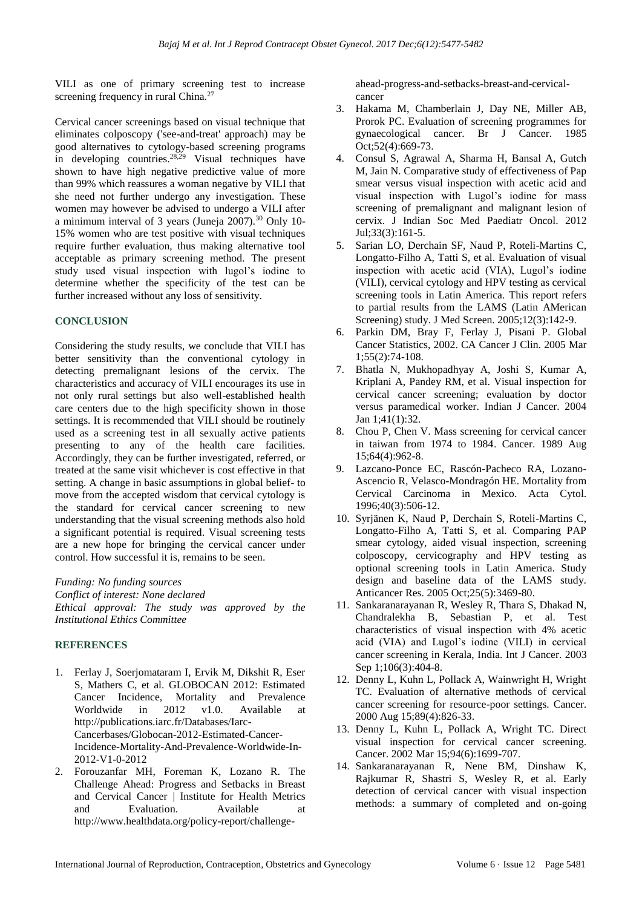VILI as one of primary screening test to increase screening frequency in rural China.[27]

Cervical cancer screenings based on visual technique that eliminates colposcopy ('see-and-treat' approach) may be good alternatives to cytology-based screening programs in developing countries.[28,29] Visual techniques have shown to have high negative predictive value of more than 99% which reassures a woman negative by VILI that she need not further undergo any investigation. These women may however be advised to undergo a VILI after a minimum interval of 3 years (Juneja 2007).[30] Only 10-15% women who are test positive with visual techniques require further evaluation, thus making alternative tool acceptable as primary screening method. The present study used visual inspection with lugol's iodine to determine whether the specificity of the test can be further increased without any loss of sensitivity.

## CONCLUSION

Considering the study results, we conclude that VILI has better sensitivity than the conventional cytology in detecting premalignant lesions of the cervix. The characteristics and accuracy of VILI encourages its use in not only rural settings but also well-established health care centers due to the high specificity shown in those settings. It is recommended that VILI should be routinely used as a screening test in all sexually active patients presenting to any of the health care facilities. Accordingly, they can be further investigated, referred, or treated at the same visit whichever is cost effective in that setting. A change in basic assumptions in global belief- to move from the accepted wisdom that cervical cytology is the standard for cervical cancer screening to new understanding that the visual screening methods also hold a significant potential is required. Visual screening tests are a new hope for bringing the cervical cancer under control. How successful it is, remains to be seen.

*Funding: No funding sources*
*Conflict of interest: None declared*
*Ethical approval: The study was approved by the Institutional Ethics Committee*

## REFERENCES

1. Ferlay J, Soerjomataram I, Ervik M, Dikshit R, Eser S, Mathers C, et al. GLOBOCAN 2012: Estimated Cancer Incidence, Mortality and Prevalence Worldwide in 2012 v1.0. Available at http://publications.iarc.fr/Databases/Iarc-Cancerbases/Globocan-2012-Estimated-Cancer-Incidence-Mortality-And-Prevalence-Worldwide-In-2012-V1-0-2012
2. Forouzanfar MH, Foreman K, Lozano R. The Challenge Ahead: Progress and Setbacks in Breast and Cervical Cancer | Institute for Health Metrics and Evaluation. Available at http://www.healthdata.org/policy-report/challenge-ahead-progress-and-setbacks-breast-and-cervical-cancer
3. Hakama M, Chamberlain J, Day NE, Miller AB, Prorok PC. Evaluation of screening programmes for gynaecological cancer. Br J Cancer. 1985 Oct;52(4):669-73.
4. Consul S, Agrawal A, Sharma H, Bansal A, Gutch M, Jain N. Comparative study of effectiveness of Pap smear versus visual inspection with acetic acid and visual inspection with Lugol's iodine for mass screening of premalignant and malignant lesion of cervix. J Indian Soc Med Paediatr Oncol. 2012 Jul;33(3):161-5.
5. Sarian LO, Derchain SF, Naud P, Roteli-Martins C, Longatto-Filho A, Tatti S, et al. Evaluation of visual inspection with acetic acid (VIA), Lugol's iodine (VILI), cervical cytology and HPV testing as cervical screening tools in Latin America. This report refers to partial results from the LAMS (Latin AMerican Screening) study. J Med Screen. 2005;12(3):142-9.
6. Parkin DM, Bray F, Ferlay J, Pisani P. Global Cancer Statistics, 2002. CA Cancer J Clin. 2005 Mar 1;55(2):74-108.
7. Bhatla N, Mukhopadhyay A, Joshi S, Kumar A, Kriplani A, Pandey RM, et al. Visual inspection for cervical cancer screening; evaluation by doctor versus paramedical worker. Indian J Cancer. 2004 Jan 1;41(1):32.
8. Chou P, Chen V. Mass screening for cervical cancer in taiwan from 1974 to 1984. Cancer. 1989 Aug 15;64(4):962-8.
9. Lazcano-Ponce EC, Rascón-Pacheco RA, Lozano-Ascencio R, Velasco-Mondragón HE. Mortality from Cervical Carcinoma in Mexico. Acta Cytol. 1996;40(3):506-12.
10. Syrjänen K, Naud P, Derchain S, Roteli-Martins C, Longatto-Filho A, Tatti S, et al. Comparing PAP smear cytology, aided visual inspection, screening colposcopy, cervicography and HPV testing as optional screening tools in Latin America. Study design and baseline data of the LAMS study. Anticancer Res. 2005 Oct;25(5):3469-80.
11. Sankaranarayanan R, Wesley R, Thara S, Dhakad N, Chandralekha B, Sebastian P, et al. Test characteristics of visual inspection with 4% acetic acid (VIA) and Lugol's iodine (VILI) in cervical cancer screening in Kerala, India. Int J Cancer. 2003 Sep 1;106(3):404-8.
12. Denny L, Kuhn L, Pollack A, Wainwright H, Wright TC. Evaluation of alternative methods of cervical cancer screening for resource-poor settings. Cancer. 2000 Aug 15;89(4):826-33.
13. Denny L, Kuhn L, Pollack A, Wright TC. Direct visual inspection for cervical cancer screening. Cancer. 2002 Mar 15;94(6):1699-707.
14. Sankaranarayanan R, Nene BM, Dinshaw K, Rajkumar R, Shastri S, Wesley R, et al. Early detection of cervical cancer with visual inspection methods: a summary of completed and on-going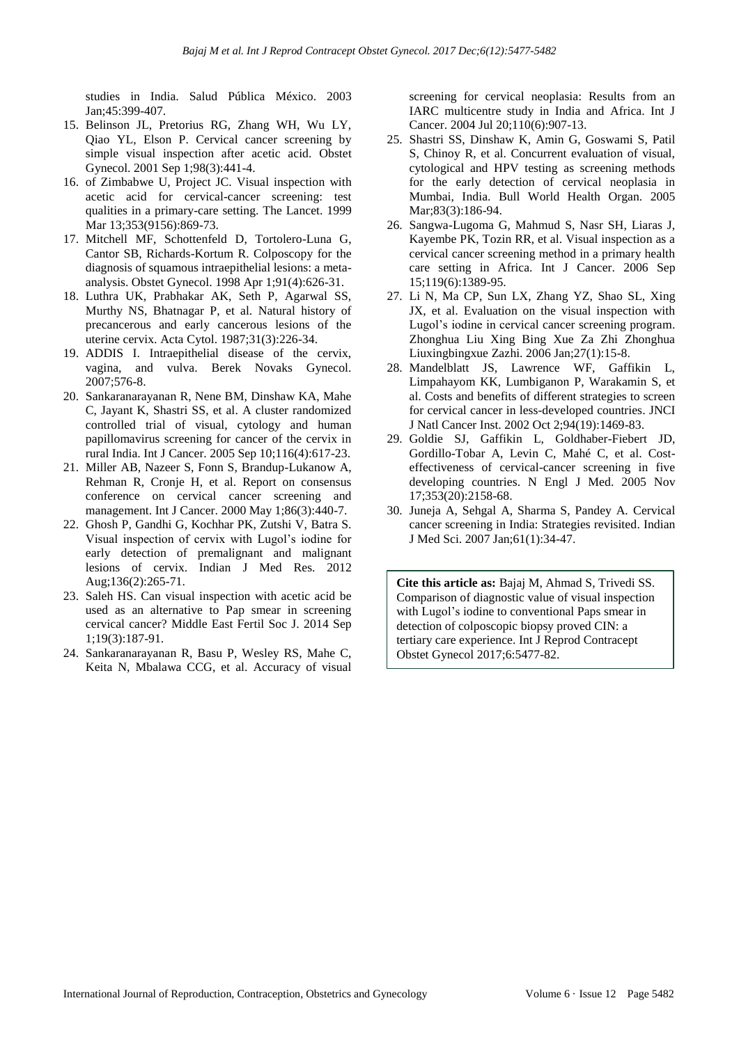studies in India. Salud Pública México. 2003 Jan;45:399-407.

15. Belinson JL, Pretorius RG, Zhang WH, Wu LY, Qiao YL, Elson P. Cervical cancer screening by simple visual inspection after acetic acid. Obstet Gynecol. 2001 Sep 1;98(3):441-4.
16. of Zimbabwe U, Project JC. Visual inspection with acetic acid for cervical-cancer screening: test qualities in a primary-care setting. The Lancet. 1999 Mar 13;353(9156):869-73.
17. Mitchell MF, Schottenfeld D, Tortolero-Luna G, Cantor SB, Richards-Kortum R. Colposcopy for the diagnosis of squamous intraepithelial lesions: a meta-analysis. Obstet Gynecol. 1998 Apr 1;91(4):626-31.
18. Luthra UK, Prabhakar AK, Seth P, Agarwal SS, Murthy NS, Bhatnagar P, et al. Natural history of precancerous and early cancerous lesions of the uterine cervix. Acta Cytol. 1987;31(3):226-34.
19. ADDIS I. Intraepithelial disease of the cervix, vagina, and vulva. Berek Novaks Gynecol. 2007;576-8.
20. Sankaranarayanan R, Nene BM, Dinshaw KA, Mahe C, Jayant K, Shastri SS, et al. A cluster randomized controlled trial of visual, cytology and human papillomavirus screening for cancer of the cervix in rural India. Int J Cancer. 2005 Sep 10;116(4):617-23.
21. Miller AB, Nazeer S, Fonn S, Brandup-Lukanow A, Rehman R, Cronje H, et al. Report on consensus conference on cervical cancer screening and management. Int J Cancer. 2000 May 1;86(3):440-7.
22. Ghosh P, Gandhi G, Kochhar PK, Zutshi V, Batra S. Visual inspection of cervix with Lugol's iodine for early detection of premalignant and malignant lesions of cervix. Indian J Med Res. 2012 Aug;136(2):265-71.
23. Saleh HS. Can visual inspection with acetic acid be used as an alternative to Pap smear in screening cervical cancer? Middle East Fertil Soc J. 2014 Sep 1;19(3):187-91.
24. Sankaranarayanan R, Basu P, Wesley RS, Mahe C, Keita N, Mbalawa CCG, et al. Accuracy of visual screening for cervical neoplasia: Results from an IARC multicentre study in India and Africa. Int J Cancer. 2004 Jul 20;110(6):907-13.
25. Shastri SS, Dinshaw K, Amin G, Goswami S, Patil S, Chinoy R, et al. Concurrent evaluation of visual, cytological and HPV testing as screening methods for the early detection of cervical neoplasia in Mumbai, India. Bull World Health Organ. 2005 Mar;83(3):186-94.
26. Sangwa-Lugoma G, Mahmud S, Nasr SH, Liaras J, Kayembe PK, Tozin RR, et al. Visual inspection as a cervical cancer screening method in a primary health care setting in Africa. Int J Cancer. 2006 Sep 15;119(6):1389-95.
27. Li N, Ma CP, Sun LX, Zhang YZ, Shao SL, Xing JX, et al. Evaluation on the visual inspection with Lugol's iodine in cervical cancer screening program. Zhonghua Liu Xing Bing Xue Za Zhi Zhonghua Liuxingbingxue Zazhi. 2006 Jan;27(1):15-8.
28. Mandelblatt JS, Lawrence WF, Gaffikin L, Limpahayom KK, Lumbiganon P, Warakamin S, et al. Costs and benefits of different strategies to screen for cervical cancer in less-developed countries. JNCI J Natl Cancer Inst. 2002 Oct 2;94(19):1469-83.
29. Goldie SJ, Gaffikin L, Goldhaber-Fiebert JD, Gordillo-Tobar A, Levin C, Mahé C, et al. Cost-effectiveness of cervical-cancer screening in five developing countries. N Engl J Med. 2005 Nov 17;353(20):2158-68.
30. Juneja A, Sehgal A, Sharma S, Pandey A. Cervical cancer screening in India: Strategies revisited. Indian J Med Sci. 2007 Jan;61(1):34-47.

**Cite this article as:** Bajaj M, Ahmad S, Trivedi SS. Comparison of diagnostic value of visual inspection with Lugol's iodine to conventional Paps smear in detection of colposcopic biopsy proved CIN: a tertiary care experience. Int J Reprod Contracept Obstet Gynecol 2017;6:5477-82.